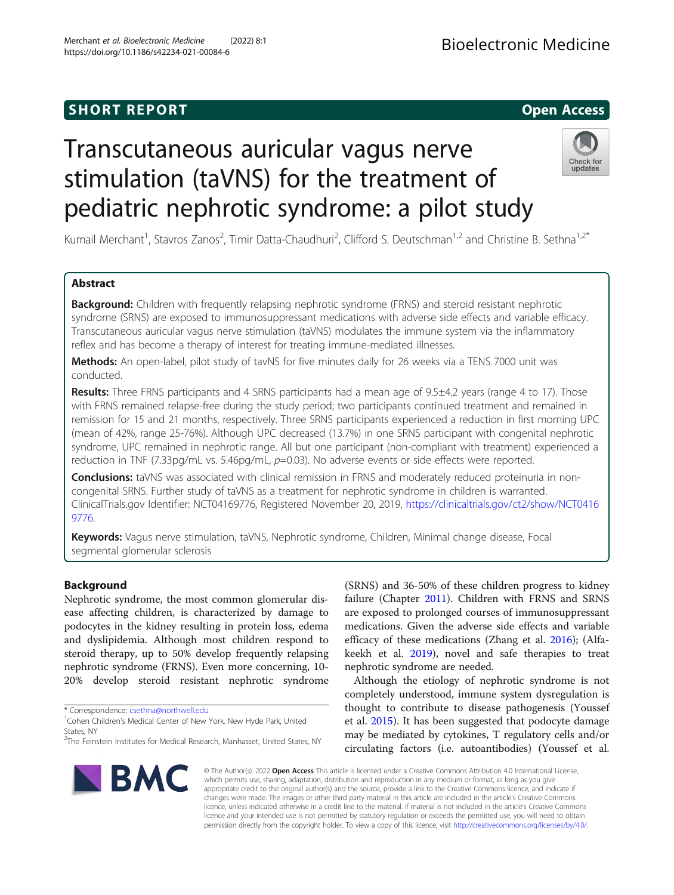SHORT REPORT

Open Access

# Transcutaneous auricular vagus nerve stimulation (taVNS) for the treatment of pediatric nephrotic syndrome: a pilot study

Kumail Merchant[1], Stavros Zanos[2], Timir Datta-Chaudhuri[2], Clifford S. Deutschman[1,2] and Christine B. Sethna[1,2*]

## Abstract

**Background:** Children with frequently relapsing nephrotic syndrome (FRNS) and steroid resistant nephrotic syndrome (SRNS) are exposed to immunosuppressant medications with adverse side effects and variable efficacy. Transcutaneous auricular vagus nerve stimulation (taVNS) modulates the immune system via the inflammatory reflex and has become a therapy of interest for treating immune-mediated illnesses.

**Methods:** An open-label, pilot study of tavNS for five minutes daily for 26 weeks via a TENS 7000 unit was conducted.

**Results:** Three FRNS participants and 4 SRNS participants had a mean age of 9.5±4.2 years (range 4 to 17). Those with FRNS remained relapse-free during the study period; two participants continued treatment and remained in remission for 15 and 21 months, respectively. Three SRNS participants experienced a reduction in first morning UPC (mean of 42%, range 25-76%). Although UPC decreased (13.7%) in one SRNS participant with congenital nephrotic syndrome, UPC remained in nephrotic range. All but one participant (non-compliant with treatment) experienced a reduction in TNF (7.33pg/mL vs. 5.46pg/mL, $p$=0.03). No adverse events or side effects were reported.

**Conclusions:** taVNS was associated with clinical remission in FRNS and moderately reduced proteinuria in non-congenital SRNS. Further study of taVNS as a treatment for nephrotic syndrome in children is warranted. ClinicalTrials.gov Identifier: NCT04169776, Registered November 20, 2019, https://clinicaltrials.gov/ct2/show/NCT04169776.

**Keywords:** Vagus nerve stimulation, taVNS, Nephrotic syndrome, Children, Minimal change disease, Focal segmental glomerular sclerosis

## Background

Nephrotic syndrome, the most common glomerular disease affecting children, is characterized by damage to podocytes in the kidney resulting in protein loss, edema and dyslipidemia. Although most children respond to steroid therapy, up to 50% develop frequently relapsing nephrotic syndrome (FRNS). Even more concerning, 10-20% develop steroid resistant nephrotic syndrome (SRNS) and 36-50% of these children progress to kidney failure (Chapter 2011). Children with FRNS and SRNS are exposed to prolonged courses of immunosuppressant medications. Given the adverse side effects and variable efficacy of these medications (Zhang et al. 2016); (Alfakeekh et al. 2019), novel and safe therapies to treat nephrotic syndrome are needed.

Although the etiology of nephrotic syndrome is not completely understood, immune system dysregulation is thought to contribute to disease pathogenesis (Youssef et al. 2015). It has been suggested that podocyte damage may be mediated by cytokines, T regulatory cells and/or circulating factors (i.e. autoantibodies) (Youssef et al.

\* Correspondence: csethna@northwell.edu
[1]Cohen Children's Medical Center of New York, New Hyde Park, United States, NY
[2]The Feinstein Institutes for Medical Research, Manhasset, United States, NY

© The Author(s). 2022 **Open Access** This article is licensed under a Creative Commons Attribution 4.0 International License, which permits use, sharing, adaptation, distribution and reproduction in any medium or format, as long as you give appropriate credit to the original author(s) and the source, provide a link to the Creative Commons licence, and indicate if changes were made. The images or other third party material in this article are included in the article's Creative Commons licence, unless indicated otherwise in a credit line to the material. If material is not included in the article's Creative Commons licence and your intended use is not permitted by statutory regulation or exceeds the permitted use, you will need to obtain permission directly from the copyright holder. To view a copy of this licence, visit http://creativecommons.org/licenses/by/4.0/.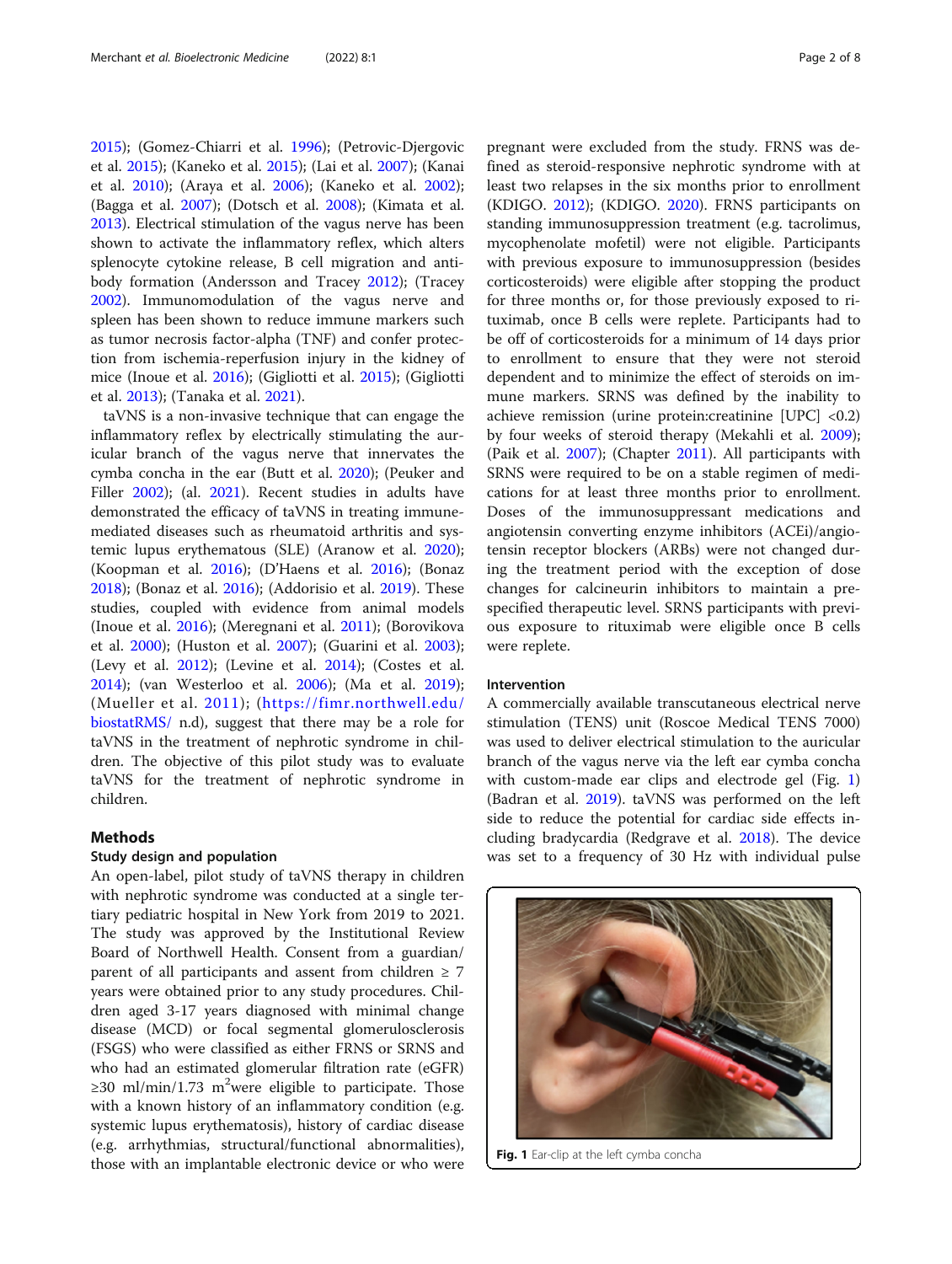2015); (Gomez-Chiarri et al. 1996); (Petrovic-Djergovic et al. 2015); (Kaneko et al. 2015); (Lai et al. 2007); (Kanai et al. 2010); (Araya et al. 2006); (Kaneko et al. 2002); (Bagga et al. 2007); (Dotsch et al. 2008); (Kimata et al. 2013). Electrical stimulation of the vagus nerve has been shown to activate the inflammatory reflex, which alters splenocyte cytokine release, B cell migration and antibody formation (Andersson and Tracey 2012); (Tracey 2002). Immunomodulation of the vagus nerve and spleen has been shown to reduce immune markers such as tumor necrosis factor-alpha (TNF) and confer protection from ischemia-reperfusion injury in the kidney of mice (Inoue et al. 2016); (Gigliotti et al. 2015); (Gigliotti et al. 2013); (Tanaka et al. 2021).

taVNS is a non-invasive technique that can engage the inflammatory reflex by electrically stimulating the auricular branch of the vagus nerve that innervates the cymba concha in the ear (Butt et al. 2020); (Peuker and Filler 2002); (al. 2021). Recent studies in adults have demonstrated the efficacy of taVNS in treating immune-mediated diseases such as rheumatoid arthritis and systemic lupus erythematosus (SLE) (Aranow et al. 2020); (Koopman et al. 2016); (D'Haens et al. 2016); (Bonaz 2018); (Bonaz et al. 2016); (Addorisio et al. 2019). These studies, coupled with evidence from animal models (Inoue et al. 2016); (Meregnani et al. 2011); (Borovikova et al. 2000); (Huston et al. 2007); (Guarini et al. 2003); (Levy et al. 2012); (Levine et al. 2014); (Costes et al. 2014); (van Westerloo et al. 2006); (Ma et al. 2019); (Mueller et al. 2011); (https://fimr.northwell.edu/biostatRMS/ n.d), suggest that there may be a role for taVNS in the treatment of nephrotic syndrome in children. The objective of this pilot study was to evaluate taVNS for the treatment of nephrotic syndrome in children.

## Methods

### Study design and population

An open-label, pilot study of taVNS therapy in children with nephrotic syndrome was conducted at a single tertiary pediatric hospital in New York from 2019 to 2021. The study was approved by the Institutional Review Board of Northwell Health. Consent from a guardian/parent of all participants and assent from children ≥ 7 years were obtained prior to any study procedures. Children aged 3-17 years diagnosed with minimal change disease (MCD) or focal segmental glomerulosclerosis (FSGS) who were classified as either FRNS or SRNS and who had an estimated glomerular filtration rate (eGFR) ≥30 ml/min/1.73 $m^2$were eligible to participate. Those with a known history of an inflammatory condition (e.g. systemic lupus erythematosis), history of cardiac disease (e.g. arrhythmias, structural/functional abnormalities), those with an implantable electronic device or who were pregnant were excluded from the study. FRNS was defined as steroid-responsive nephrotic syndrome with at least two relapses in the six months prior to enrollment (KDIGO. 2012); (KDIGO. 2020). FRNS participants on standing immunosuppression treatment (e.g. tacrolimus, mycophenolate mofetil) were not eligible. Participants with previous exposure to immunosuppression (besides corticosteroids) were eligible after stopping the product for three months or, for those previously exposed to rituximab, once B cells were replete. Participants had to be off of corticosteroids for a minimum of 14 days prior to enrollment to ensure that they were not steroid dependent and to minimize the effect of steroids on immune markers. SRNS was defined by the inability to achieve remission (urine protein:creatinine [UPC] <0.2) by four weeks of steroid therapy (Mekahli et al. 2009); (Paik et al. 2007); (Chapter 2011). All participants with SRNS were required to be on a stable regimen of medications for at least three months prior to enrollment. Doses of the immunosuppressant medications and angiotensin converting enzyme inhibitors (ACEi)/angiotensin receptor blockers (ARBs) were not changed during the treatment period with the exception of dose changes for calcineurin inhibitors to maintain a prespecified therapeutic level. SRNS participants with previous exposure to rituximab were eligible once B cells were replete.

### Intervention

A commercially available transcutaneous electrical nerve stimulation (TENS) unit (Roscoe Medical TENS 7000) was used to deliver electrical stimulation to the auricular branch of the vagus nerve via the left ear cymba concha with custom-made ear clips and electrode gel (Fig. 1) (Badran et al. 2019). taVNS was performed on the left side to reduce the potential for cardiac side effects including bradycardia (Redgrave et al. 2018). The device was set to a frequency of 30 Hz with individual pulse

**Fig. 1** Ear-clip at the left cymba concha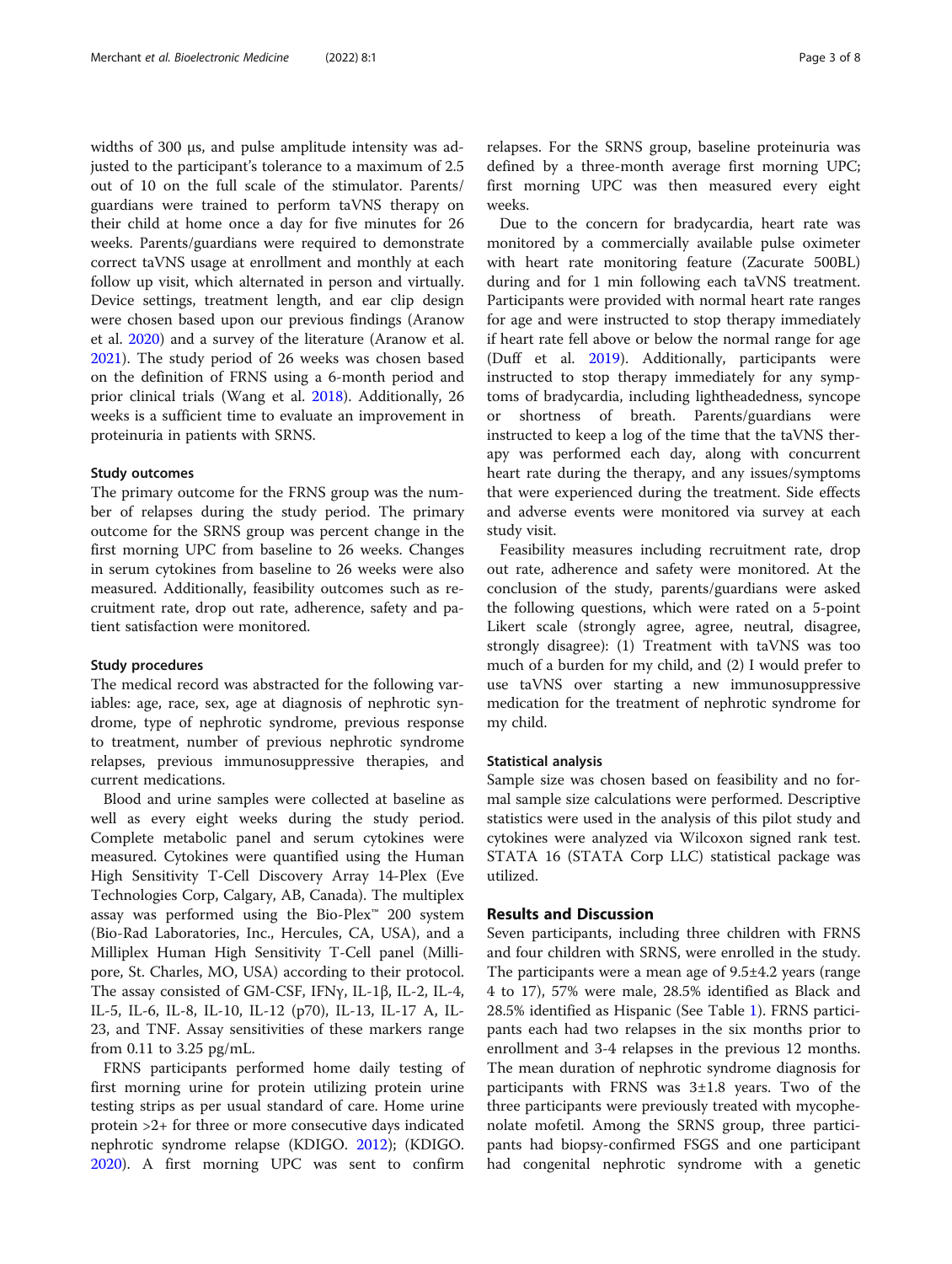widths of 300 μs, and pulse amplitude intensity was adjusted to the participant's tolerance to a maximum of 2.5 out of 10 on the full scale of the stimulator. Parents/guardians were trained to perform taVNS therapy on their child at home once a day for five minutes for 26 weeks. Parents/guardians were required to demonstrate correct taVNS usage at enrollment and monthly at each follow up visit, which alternated in person and virtually. Device settings, treatment length, and ear clip design were chosen based upon our previous findings (Aranow et al. 2020) and a survey of the literature (Aranow et al. 2021). The study period of 26 weeks was chosen based on the definition of FRNS using a 6-month period and prior clinical trials (Wang et al. 2018). Additionally, 26 weeks is a sufficient time to evaluate an improvement in proteinuria in patients with SRNS.

### Study outcomes

The primary outcome for the FRNS group was the number of relapses during the study period. The primary outcome for the SRNS group was percent change in the first morning UPC from baseline to 26 weeks. Changes in serum cytokines from baseline to 26 weeks were also measured. Additionally, feasibility outcomes such as recruitment rate, drop out rate, adherence, safety and patient satisfaction were monitored.

### Study procedures

The medical record was abstracted for the following variables: age, race, sex, age at diagnosis of nephrotic syndrome, type of nephrotic syndrome, previous response to treatment, number of previous nephrotic syndrome relapses, previous immunosuppressive therapies, and current medications.

Blood and urine samples were collected at baseline as well as every eight weeks during the study period. Complete metabolic panel and serum cytokines were measured. Cytokines were quantified using the Human High Sensitivity T-Cell Discovery Array 14-Plex (Eve Technologies Corp, Calgary, AB, Canada). The multiplex assay was performed using the Bio-Plex™ 200 system (Bio-Rad Laboratories, Inc., Hercules, CA, USA), and a Milliplex Human High Sensitivity T-Cell panel (Millipore, St. Charles, MO, USA) according to their protocol. The assay consisted of GM-CSF, IFNγ, IL-1β, IL-2, IL-4, IL-5, IL-6, IL-8, IL-10, IL-12 (p70), IL-13, IL-17 A, IL-23, and TNF. Assay sensitivities of these markers range from 0.11 to 3.25 pg/mL.

FRNS participants performed home daily testing of first morning urine for protein utilizing protein urine testing strips as per usual standard of care. Home urine protein >2+ for three or more consecutive days indicated nephrotic syndrome relapse (KDIGO. 2012); (KDIGO. 2020). A first morning UPC was sent to confirm relapses. For the SRNS group, baseline proteinuria was defined by a three-month average first morning UPC; first morning UPC was then measured every eight weeks.

Due to the concern for bradycardia, heart rate was monitored by a commercially available pulse oximeter with heart rate monitoring feature (Zacurate 500BL) during and for 1 min following each taVNS treatment. Participants were provided with normal heart rate ranges for age and were instructed to stop therapy immediately if heart rate fell above or below the normal range for age (Duff et al. 2019). Additionally, participants were instructed to stop therapy immediately for any symptoms of bradycardia, including lightheadedness, syncope or shortness of breath. Parents/guardians were instructed to keep a log of the time that the taVNS therapy was performed each day, along with concurrent heart rate during the therapy, and any issues/symptoms that were experienced during the treatment. Side effects and adverse events were monitored via survey at each study visit.

Feasibility measures including recruitment rate, drop out rate, adherence and safety were monitored. At the conclusion of the study, parents/guardians were asked the following questions, which were rated on a 5-point Likert scale (strongly agree, agree, neutral, disagree, strongly disagree): (1) Treatment with taVNS was too much of a burden for my child, and (2) I would prefer to use taVNS over starting a new immunosuppressive medication for the treatment of nephrotic syndrome for my child.

### Statistical analysis

Sample size was chosen based on feasibility and no formal sample size calculations were performed. Descriptive statistics were used in the analysis of this pilot study and cytokines were analyzed via Wilcoxon signed rank test. STATA 16 (STATA Corp LLC) statistical package was utilized.

## Results and Discussion

Seven participants, including three children with FRNS and four children with SRNS, were enrolled in the study. The participants were a mean age of 9.5±4.2 years (range 4 to 17), 57% were male, 28.5% identified as Black and 28.5% identified as Hispanic (See Table 1). FRNS participants each had two relapses in the six months prior to enrollment and 3-4 relapses in the previous 12 months. The mean duration of nephrotic syndrome diagnosis for participants with FRNS was 3±1.8 years. Two of the three participants were previously treated with mycophenolate mofetil. Among the SRNS group, three participants had biopsy-confirmed FSGS and one participant had congenital nephrotic syndrome with a genetic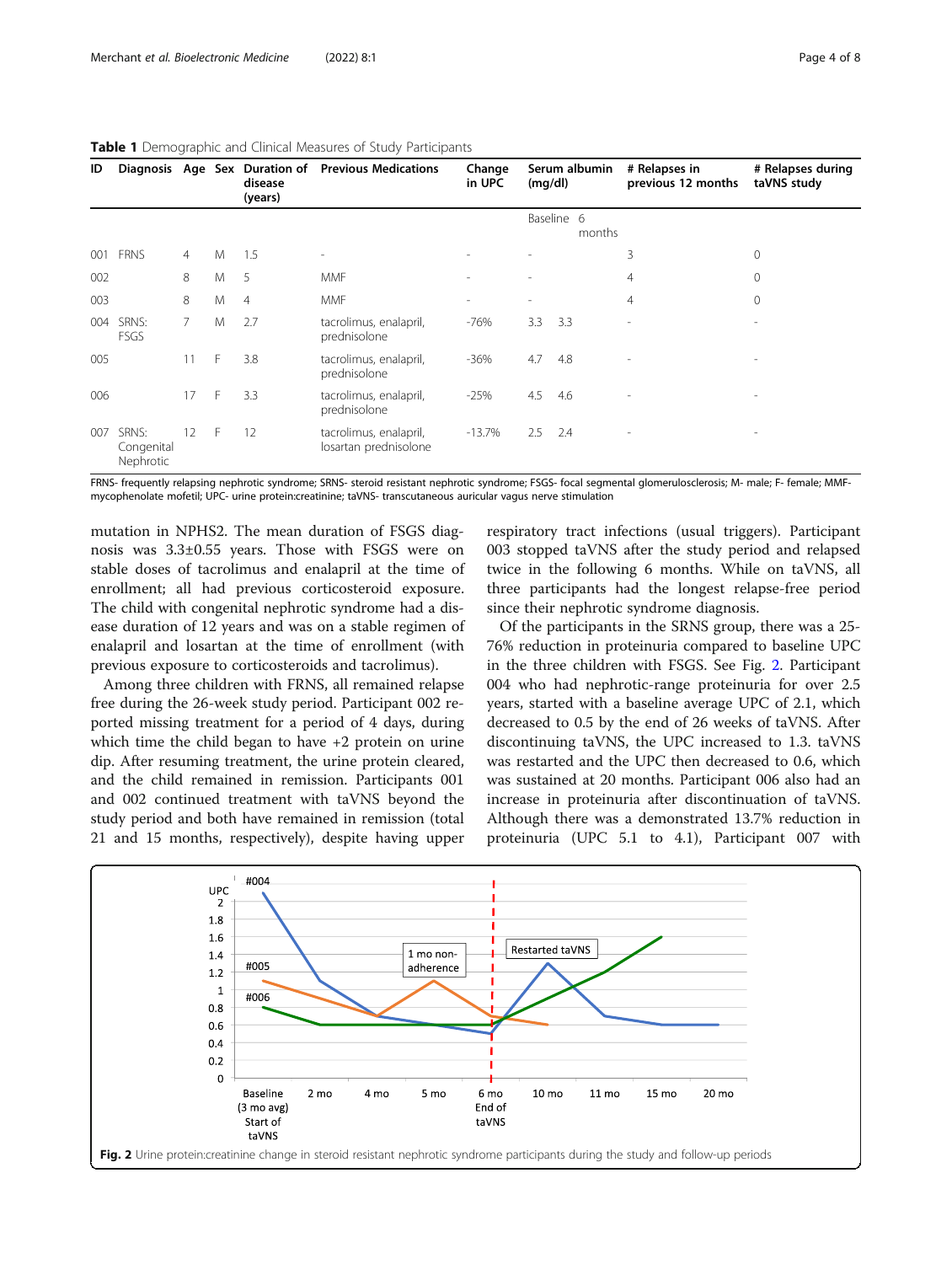**Table 1** Demographic and Clinical Measures of Study Participants

| ID | Diagnosis | Age | Sex | Duration of disease (years) | Previous Medications | Change in UPC | Serum albumin (mg/dl) | | # Relapses in previous 12 months | # Relapses during taVNS study |
|---|---|---|---|---|---|---|---|---|---|---|
| | | | | | | | Baseline | 6 months | | |
| 001 | FRNS | 4 | M | 1.5 | - | - | - | | 3 | 0 |
| 002 | | 8 | M | 5 | MMF | - | - | | 4 | 0 |
| 003 | | 8 | M | 4 | MMF | - | - | | 4 | 0 |
| 004 | SRNS: FSGS | 7 | M | 2.7 | tacrolimus, enalapril, prednisolone | -76% | 3.3 | 3.3 | - | - |
| 005 | | 11 | F | 3.8 | tacrolimus, enalapril, prednisolone | -36% | 4.7 | 4.8 | - | - |
| 006 | | 17 | F | 3.3 | tacrolimus, enalapril, prednisolone | -25% | 4.5 | 4.6 | - | - |
| 007 | SRNS: Congenital Nephrotic | 12 | F | 12 | tacrolimus, enalapril, losartan prednisolone | -13.7% | 2.5 | 2.4 | - | - |

FRNS- frequently relapsing nephrotic syndrome; SRNS- steroid resistant nephrotic syndrome; FSGS- focal segmental glomerulosclerosis; M- male; F- female; MMF-mycophenolate mofetil; UPC- urine protein:creatinine; taVNS- transcutaneous auricular vagus nerve stimulation

mutation in NPHS2. The mean duration of FSGS diagnosis was 3.3±0.55 years. Those with FSGS were on stable doses of tacrolimus and enalapril at the time of enrollment; all had previous corticosteroid exposure. The child with congenital nephrotic syndrome had a disease duration of 12 years and was on a stable regimen of enalapril and losartan at the time of enrollment (with previous exposure to corticosteroids and tacrolimus).

Among three children with FRNS, all remained relapse free during the 26-week study period. Participant 002 reported missing treatment for a period of 4 days, during which time the child began to have +2 protein on urine dip. After resuming treatment, the urine protein cleared, and the child remained in remission. Participants 001 and 002 continued treatment with taVNS beyond the study period and both have remained in remission (total 21 and 15 months, respectively), despite having upper respiratory tract infections (usual triggers). Participant 003 stopped taVNS after the study period and relapsed twice in the following 6 months. While on taVNS, all three participants had the longest relapse-free period since their nephrotic syndrome diagnosis.

Of the participants in the SRNS group, there was a 25-76% reduction in proteinuria compared to baseline UPC in the three children with FSGS. See Fig. 2. Participant 004 who had nephrotic-range proteinuria for over 2.5 years, started with a baseline average UPC of 2.1, which decreased to 0.5 by the end of 26 weeks of taVNS. After discontinuing taVNS, the UPC increased to 1.3. taVNS was restarted and the UPC then decreased to 0.6, which was sustained at 20 months. Participant 006 also had an increase in proteinuria after discontinuation of taVNS. Although there was a demonstrated 13.7% reduction in proteinuria (UPC 5.1 to 4.1), Participant 007 with

**Fig. 2** Urine protein:creatinine change in steroid resistant nephrotic syndrome participants during the study and follow-up periods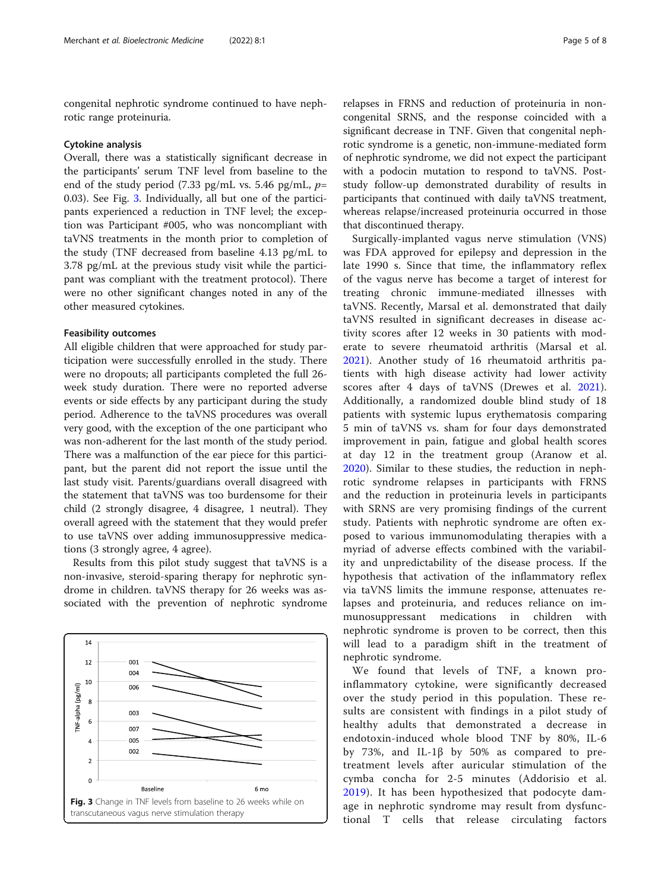congenital nephrotic syndrome continued to have nephrotic range proteinuria.

### Cytokine analysis

Overall, there was a statistically significant decrease in the participants' serum TNF level from baseline to the end of the study period (7.33 pg/mL vs. 5.46 pg/mL, $p=$ 0.03). See Fig. 3. Individually, all but one of the participants experienced a reduction in TNF level; the exception was Participant #005, who was noncompliant with taVNS treatments in the month prior to completion of the study (TNF decreased from baseline 4.13 pg/mL to 3.78 pg/mL at the previous study visit while the participant was compliant with the treatment protocol). There were no other significant changes noted in any of the other measured cytokines.

### Feasibility outcomes

All eligible children that were approached for study participation were successfully enrolled in the study. There were no dropouts; all participants completed the full 26-week study duration. There were no reported adverse events or side effects by any participant during the study period. Adherence to the taVNS procedures was overall very good, with the exception of the one participant who was non-adherent for the last month of the study period. There was a malfunction of the ear piece for this participant, but the parent did not report the issue until the last study visit. Parents/guardians overall disagreed with the statement that taVNS was too burdensome for their child (2 strongly disagree, 4 disagree, 1 neutral). They overall agreed with the statement that they would prefer to use taVNS over adding immunosuppressive medications (3 strongly agree, 4 agree).

Results from this pilot study suggest that taVNS is a non-invasive, steroid-sparing therapy for nephrotic syndrome in children. taVNS therapy for 26 weeks was associated with the prevention of nephrotic syndrome relapses in FRNS and reduction of proteinuria in non-congenital SRNS, and the response coincided with a significant decrease in TNF. Given that congenital nephrotic syndrome is a genetic, non-immune-mediated form of nephrotic syndrome, we did not expect the participant with a podocin mutation to respond to taVNS. Post-study follow-up demonstrated durability of results in participants that continued with daily taVNS treatment, whereas relapse/increased proteinuria occurred in those that discontinued therapy.

Fig. 3 Change in TNF levels from baseline to 26 weeks while on transcutaneous vagus nerve stimulation therapy

Surgically-implanted vagus nerve stimulation (VNS) was FDA approved for epilepsy and depression in the late 1990 s. Since that time, the inflammatory reflex of the vagus nerve has become a target of interest for treating chronic immune-mediated illnesses with taVNS. Recently, Marsal et al. demonstrated that daily taVNS resulted in significant decreases in disease activity scores after 12 weeks in 30 patients with moderate to severe rheumatoid arthritis (Marsal et al. 2021). Another study of 16 rheumatoid arthritis patients with high disease activity had lower activity scores after 4 days of taVNS (Drewes et al. 2021). Additionally, a randomized double blind study of 18 patients with systemic lupus erythematosis comparing 5 min of taVNS vs. sham for four days demonstrated improvement in pain, fatigue and global health scores at day 12 in the treatment group (Aranow et al. 2020). Similar to these studies, the reduction in nephrotic syndrome relapses in participants with FRNS and the reduction in proteinuria levels in participants with SRNS are very promising findings of the current study. Patients with nephrotic syndrome are often exposed to various immunomodulating therapies with a myriad of adverse effects combined with the variability and unpredictability of the disease process. If the hypothesis that activation of the inflammatory reflex via taVNS limits the immune response, attenuates relapses and proteinuria, and reduces reliance on immunosuppressant medications in children with nephrotic syndrome is proven to be correct, then this will lead to a paradigm shift in the treatment of nephrotic syndrome.

We found that levels of TNF, a known pro-inflammatory cytokine, were significantly decreased over the study period in this population. These results are consistent with findings in a pilot study of healthy adults that demonstrated a decrease in endotoxin-induced whole blood TNF by 80%, IL-6 by 73%, and IL-1β by 50% as compared to pre-treatment levels after auricular stimulation of the cymba concha for 2-5 minutes (Addorisio et al. 2019). It has been hypothesized that podocyte damage in nephrotic syndrome may result from dysfunctional T cells that release circulating factors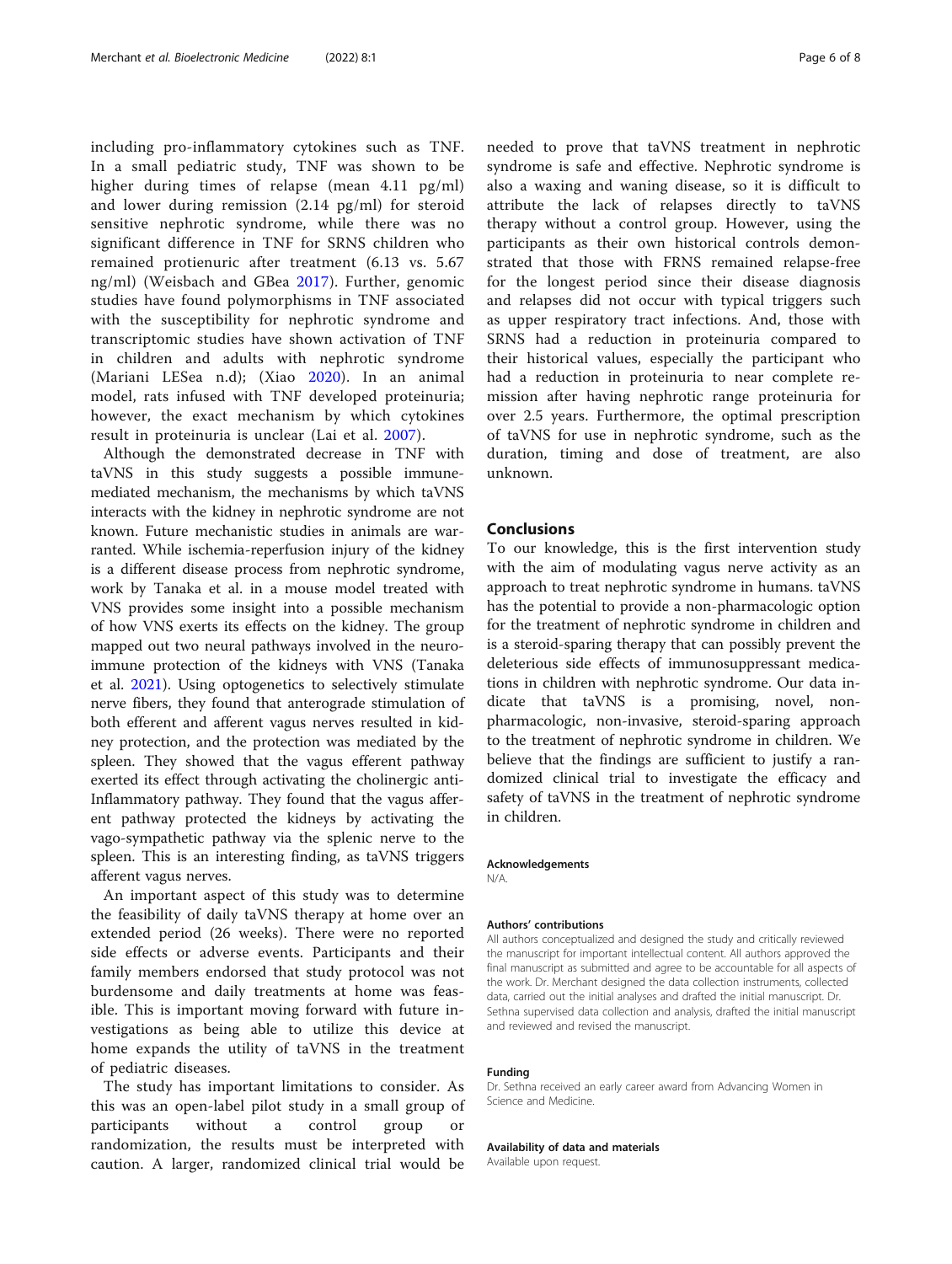including pro-inflammatory cytokines such as TNF. In a small pediatric study, TNF was shown to be higher during times of relapse (mean 4.11 pg/ml) and lower during remission (2.14 pg/ml) for steroid sensitive nephrotic syndrome, while there was no significant difference in TNF for SRNS children who remained protienuric after treatment (6.13 vs. 5.67 ng/ml) (Weisbach and GBea 2017). Further, genomic studies have found polymorphisms in TNF associated with the susceptibility for nephrotic syndrome and transcriptomic studies have shown activation of TNF in children and adults with nephrotic syndrome (Mariani LESea n.d); (Xiao 2020). In an animal model, rats infused with TNF developed proteinuria; however, the exact mechanism by which cytokines result in proteinuria is unclear (Lai et al. 2007).

Although the demonstrated decrease in TNF with taVNS in this study suggests a possible immune-mediated mechanism, the mechanisms by which taVNS interacts with the kidney in nephrotic syndrome are not known. Future mechanistic studies in animals are warranted. While ischemia-reperfusion injury of the kidney is a different disease process from nephrotic syndrome, work by Tanaka et al. in a mouse model treated with VNS provides some insight into a possible mechanism of how VNS exerts its effects on the kidney. The group mapped out two neural pathways involved in the neuro-immune protection of the kidneys with VNS (Tanaka et al. 2021). Using optogenetics to selectively stimulate nerve fibers, they found that anterograde stimulation of both efferent and afferent vagus nerves resulted in kidney protection, and the protection was mediated by the spleen. They showed that the vagus efferent pathway exerted its effect through activating the cholinergic anti-Inflammatory pathway. They found that the vagus afferent pathway protected the kidneys by activating the vago-sympathetic pathway via the splenic nerve to the spleen. This is an interesting finding, as taVNS triggers afferent vagus nerves.

An important aspect of this study was to determine the feasibility of daily taVNS therapy at home over an extended period (26 weeks). There were no reported side effects or adverse events. Participants and their family members endorsed that study protocol was not burdensome and daily treatments at home was feasible. This is important moving forward with future investigations as being able to utilize this device at home expands the utility of taVNS in the treatment of pediatric diseases.

The study has important limitations to consider. As this was an open-label pilot study in a small group of participants without a control group or randomization, the results must be interpreted with caution. A larger, randomized clinical trial would be needed to prove that taVNS treatment in nephrotic syndrome is safe and effective. Nephrotic syndrome is also a waxing and waning disease, so it is difficult to attribute the lack of relapses directly to taVNS therapy without a control group. However, using the participants as their own historical controls demonstrated that those with FRNS remained relapse-free for the longest period since their disease diagnosis and relapses did not occur with typical triggers such as upper respiratory tract infections. And, those with SRNS had a reduction in proteinuria compared to their historical values, especially the participant who had a reduction in proteinuria to near complete remission after having nephrotic range proteinuria for over 2.5 years. Furthermore, the optimal prescription of taVNS for use in nephrotic syndrome, such as the duration, timing and dose of treatment, are also unknown.

## Conclusions

To our knowledge, this is the first intervention study with the aim of modulating vagus nerve activity as an approach to treat nephrotic syndrome in humans. taVNS has the potential to provide a non-pharmacologic option for the treatment of nephrotic syndrome in children and is a steroid-sparing therapy that can possibly prevent the deleterious side effects of immunosuppressant medications in children with nephrotic syndrome. Our data indicate that taVNS is a promising, novel, non-pharmacologic, non-invasive, steroid-sparing approach to the treatment of nephrotic syndrome in children. We believe that the findings are sufficient to justify a randomized clinical trial to investigate the efficacy and safety of taVNS in the treatment of nephrotic syndrome in children.

#### Acknowledgements

N/A.

#### Authors' contributions

All authors conceptualized and designed the study and critically reviewed the manuscript for important intellectual content. All authors approved the final manuscript as submitted and agree to be accountable for all aspects of the work. Dr. Merchant designed the data collection instruments, collected data, carried out the initial analyses and drafted the initial manuscript. Dr. Sethna supervised data collection and analysis, drafted the initial manuscript and reviewed and revised the manuscript.

#### Funding

Dr. Sethna received an early career award from Advancing Women in Science and Medicine.

#### Availability of data and materials

Available upon request.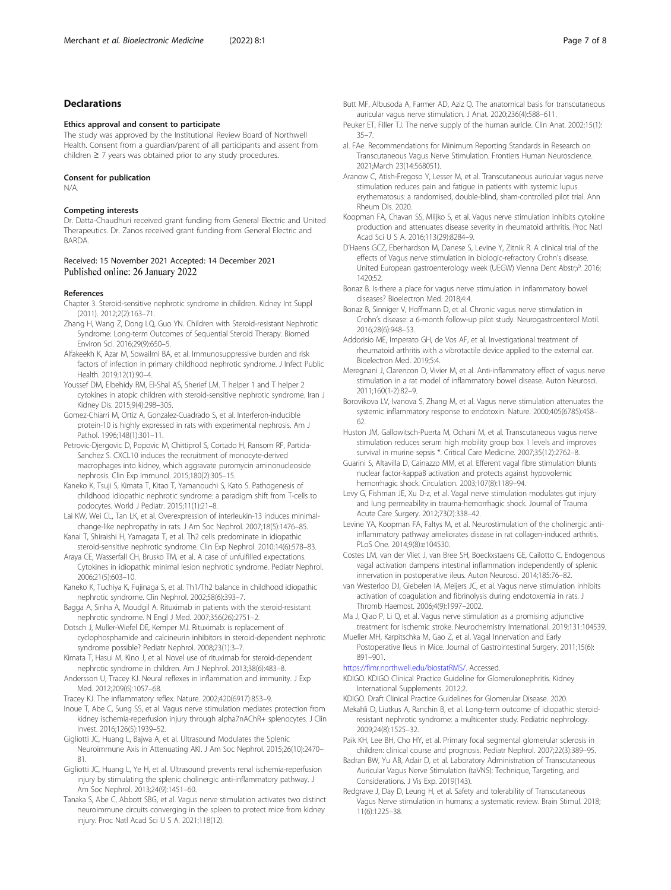## Declarations

### Ethics approval and consent to participate

The study was approved by the Institutional Review Board of Northwell Health. Consent from a guardian/parent of all participants and assent from children ≥ 7 years was obtained prior to any study procedures.

### Consent for publication

N/A.

### Competing interests

Dr. Datta-Chaudhuri received grant funding from General Electric and United Therapeutics. Dr. Zanos received grant funding from General Electric and BARDA.

Received: 15 November 2021 Accepted: 14 December 2021
Published online: 26 January 2022

### References

Chapter 3. Steroid-sensitive nephrotic syndrome in children. Kidney Int Suppl (2011). 2012;2(2):163–71.

Zhang H, Wang Z, Dong LQ, Guo YN. Children with Steroid-resistant Nephrotic Syndrome: Long-term Outcomes of Sequential Steroid Therapy. Biomed Environ Sci. 2016;29(9):650–5.

Alfakeekh K, Azar M, Sowailmi BA, et al. Immunosuppressive burden and risk factors of infection in primary childhood nephrotic syndrome. J Infect Public Health. 2019;12(1):90–4.

Youssef DM, Elbehidy RM, El-Shal AS, Sherief LM. T helper 1 and T helper 2 cytokines in atopic children with steroid-sensitive nephrotic syndrome. Iran J Kidney Dis. 2015;9(4):298–305.

Gomez-Chiarri M, Ortiz A, Gonzalez-Cuadrado S, et al. Interferon-inducible protein-10 is highly expressed in rats with experimental nephrosis. Am J Pathol. 1996;148(1):301–11.

Petrovic-Djergovic D, Popovic M, Chittiprol S, Cortado H, Ransom RF, Partida-Sanchez S. CXCL10 induces the recruitment of monocyte-derived macrophages into kidney, which aggravate puromycin aminonucleoside nephrosis. Clin Exp Immunol. 2015;180(2):305–15.

Kaneko K, Tsuji S, Kimata T, Kitao T, Yamanouchi S, Kato S. Pathogenesis of childhood idiopathic nephrotic syndrome: a paradigm shift from T-cells to podocytes. World J Pediatr. 2015;11(1):21–8.

Lai KW, Wei CL, Tan LK, et al. Overexpression of interleukin-13 induces minimal-change-like nephropathy in rats. J Am Soc Nephrol. 2007;18(5):1476–85.

Kanai T, Shiraishi H, Yamagata T, et al. Th2 cells predominate in idiopathic steroid-sensitive nephrotic syndrome. Clin Exp Nephrol. 2010;14(6):578–83.

Araya CE, Wasserfall CH, Brusko TM, et al. A case of unfulfilled expectations. Cytokines in idiopathic minimal lesion nephrotic syndrome. Pediatr Nephrol. 2006;21(5):603–10.

Kaneko K, Tuchiya K, Fujinaga S, et al. Th1/Th2 balance in childhood idiopathic nephrotic syndrome. Clin Nephrol. 2002;58(6):393–7.

Bagga A, Sinha A, Moudgil A. Rituximab in patients with the steroid-resistant nephrotic syndrome. N Engl J Med. 2007;356(26):2751–2.

Dotsch J, Muller-Wiefel DE, Kemper MJ. Rituximab: is replacement of cyclophosphamide and calcineurin inhibitors in steroid-dependent nephrotic syndrome possible? Pediatr Nephrol. 2008;23(1):3–7.

Kimata T, Hasui M, Kino J, et al. Novel use of rituximab for steroid-dependent nephrotic syndrome in children. Am J Nephrol. 2013;38(6):483–8.

Andersson U, Tracey KJ. Neural reflexes in inflammation and immunity. J Exp Med. 2012;209(6):1057–68.

Tracey KJ. The inflammatory reflex. Nature. 2002;420(6917):853–9.

Inoue T, Abe C, Sung SS, et al. Vagus nerve stimulation mediates protection from kidney ischemia-reperfusion injury through alpha7nAChR+ splenocytes. J Clin Invest. 2016;126(5):1939–52.

Gigliotti JC, Huang L, Bajwa A, et al. Ultrasound Modulates the Splenic Neuroimmune Axis in Attenuating AKI. J Am Soc Nephrol. 2015;26(10):2470–81.

Gigliotti JC, Huang L, Ye H, et al. Ultrasound prevents renal ischemia-reperfusion injury by stimulating the splenic cholinergic anti-inflammatory pathway. J Am Soc Nephrol. 2013;24(9):1451–60.

Tanaka S, Abe C, Abbott SBG, et al. Vagus nerve stimulation activates two distinct neuroimmune circuits converging in the spleen to protect mice from kidney injury. Proc Natl Acad Sci U S A. 2021;118(12).

Butt MF, Albusoda A, Farmer AD, Aziz Q. The anatomical basis for transcutaneous auricular vagus nerve stimulation. J Anat. 2020;236(4):588–611.

Peuker ET, Filler TJ. The nerve supply of the human auricle. Clin Anat. 2002;15(1):35–7.

al. FAe. Recommendations for Minimum Reporting Standards in Research on Transcutaneous Vagus Nerve Stimulation. Frontiers Human Neuroscience. 2021;March 23(14:568051).

Aranow C, Atish-Fregoso Y, Lesser M, et al. Transcutaneous auricular vagus nerve stimulation reduces pain and fatigue in patients with systemic lupus erythematosus: a randomised, double-blind, sham-controlled pilot trial. Ann Rheum Dis. 2020.

Koopman FA, Chavan SS, Miljko S, et al. Vagus nerve stimulation inhibits cytokine production and attenuates disease severity in rheumatoid arthritis. Proc Natl Acad Sci U S A. 2016;113(29):8284–9.

D'Haens GCZ, Eberhardson M, Danese S, Levine Y, Zitnik R. A clinical trial of the effects of Vagus nerve stimulation in biologic-refractory Crohn's disease. United European gastroenterology week (UEGW) Vienna Dent Abstr;P. 2016; 1420:52.

Bonaz B. Is-there a place for vagus nerve stimulation in inflammatory bowel diseases? Bioelectron Med. 2018;4:4.

Bonaz B, Sinniger V, Hoffmann D, et al. Chronic vagus nerve stimulation in Crohn's disease: a 6-month follow-up pilot study. Neurogastroenterol Motil. 2016;28(6):948–53.

Addorisio ME, Imperato GH, de Vos AF, et al. Investigational treatment of rheumatoid arthritis with a vibrotactile device applied to the external ear. Bioelectron Med. 2019;5:4.

Meregnani J, Clarencon D, Vivier M, et al. Anti-inflammatory effect of vagus nerve stimulation in a rat model of inflammatory bowel disease. Auton Neurosci. 2011;160(1-2):82–9.

Borovikova LV, Ivanova S, Zhang M, et al. Vagus nerve stimulation attenuates the systemic inflammatory response to endotoxin. Nature. 2000;405(6785):458–62.

Huston JM, Gallowitsch-Puerta M, Ochani M, et al. Transcutaneous vagus nerve stimulation reduces serum high mobility group box 1 levels and improves survival in murine sepsis *. Critical Care Medicine. 2007;35(12):2762–8.

Guarini S, Altavilla D, Cainazzo MM, et al. Efferent vagal fibre stimulation blunts nuclear factor-kappaB activation and protects against hypovolemic hemorrhagic shock. Circulation. 2003;107(8):1189–94.

Levy G, Fishman JE, Xu D-z, et al. Vagal nerve stimulation modulates gut injury and lung permeability in trauma-hemorrhagic shock. Journal of Trauma Acute Care Surgery. 2012;73(2):338–42.

Levine YA, Koopman FA, Faltys M, et al. Neurostimulation of the cholinergic anti-inflammatory pathway ameliorates disease in rat collagen-induced arthritis. PLoS One. 2014;9(8):e104530.

Costes LM, van der Vliet J, van Bree SH, Boeckxstaens GE, Cailotto C. Endogenous vagal activation dampens intestinal inflammation independently of splenic innervation in postoperative ileus. Auton Neurosci. 2014;185:76–82.

van Westerloo DJ, Giebelen IA, Meijers JC, et al. Vagus nerve stimulation inhibits activation of coagulation and fibrinolysis during endotoxemia in rats. J Thromb Haemost. 2006;4(9):1997–2002.

Ma J, Qiao P, Li Q, et al. Vagus nerve stimulation as a promising adjunctive treatment for ischemic stroke. Neurochemistry International. 2019;131:104539.

Mueller MH, Karpitschka M, Gao Z, et al. Vagal Innervation and Early Postoperative Ileus in Mice. Journal of Gastrointestinal Surgery. 2011;15(6):891–901.

https://fimr.northwell.edu/biostatRMS/. Accessed.

KDIGO. KDIGO Clinical Practice Guideline for Glomerulonephritis. Kidney International Supplements. 2012;2.

KDIGO. Draft Clinical Practice Guidelines for Glomerular Disease. 2020.

Mekahli D, Liutkus A, Ranchin B, et al. Long-term outcome of idiopathic steroid-resistant nephrotic syndrome: a multicenter study. Pediatric nephrology. 2009;24(8):1525–32.

Paik KH, Lee BH, Cho HY, et al. Primary focal segmental glomerular sclerosis in children: clinical course and prognosis. Pediatr Nephrol. 2007;22(3):389–95.

Badran BW, Yu AB, Adair D, et al. Laboratory Administration of Transcutaneous Auricular Vagus Nerve Stimulation (taVNS): Technique, Targeting, and Considerations. J Vis Exp. 2019(143).

Redgrave J, Day D, Leung H, et al. Safety and tolerability of Transcutaneous Vagus Nerve stimulation in humans; a systematic review. Brain Stimul. 2018;11(6):1225–38.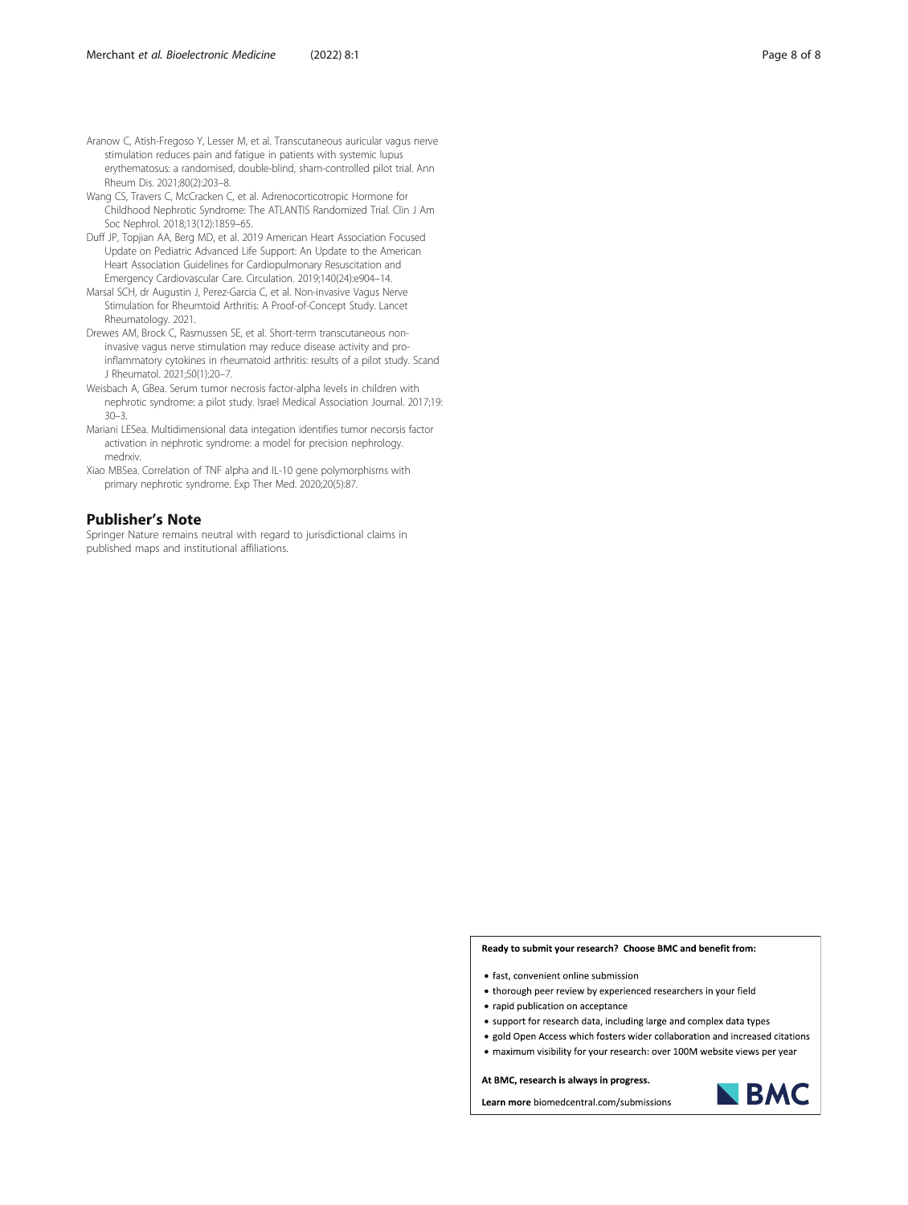Aranow C, Atish-Fregoso Y, Lesser M, et al. Transcutaneous auricular vagus nerve stimulation reduces pain and fatigue in patients with systemic lupus erythematosus: a randomised, double-blind, sham-controlled pilot trial. Ann Rheum Dis. 2021;80(2):203–8.

Wang CS, Travers C, McCracken C, et al. Adrenocorticotropic Hormone for Childhood Nephrotic Syndrome: The ATLANTIS Randomized Trial. Clin J Am Soc Nephrol. 2018;13(12):1859–65.

Duff JP, Topjian AA, Berg MD, et al. 2019 American Heart Association Focused Update on Pediatric Advanced Life Support: An Update to the American Heart Association Guidelines for Cardiopulmonary Resuscitation and Emergency Cardiovascular Care. Circulation. 2019;140(24):e904–14.

Marsal SCH, dr Augustin J, Perez-Garcia C, et al. Non-invasive Vagus Nerve Stimulation for Rheumtoid Arthritis: A Proof-of-Concept Study. Lancet Rheumatology. 2021.

Drewes AM, Brock C, Rasmussen SE, et al. Short-term transcutaneous non-invasive vagus nerve stimulation may reduce disease activity and pro-inflammatory cytokines in rheumatoid arthritis: results of a pilot study. Scand J Rheumatol. 2021;50(1):20–7.

Weisbach A, GBea. Serum tumor necrosis factor-alpha levels in children with nephrotic syndrome: a pilot study. Israel Medical Association Journal. 2017;19:30–3.

Mariani LESea. Multidimensional data integration identifies tumor necorsis factor activation in nephrotic syndrome: a model for precision nephrology. medrxiv.

Xiao MBSea. Correlation of TNF alpha and IL-10 gene polymorphisms with primary nephrotic syndrome. Exp Ther Med. 2020;20(5):87.

## Publisher's Note

Springer Nature remains neutral with regard to jurisdictional claims in published maps and institutional affiliations.

**Ready to submit your research? Choose BMC and benefit from:**

- fast, convenient online submission
- thorough peer review by experienced researchers in your field
- rapid publication on acceptance
- support for research data, including large and complex data types
- gold Open Access which fosters wider collaboration and increased citations
- maximum visibility for your research: over 100M website views per year

**At BMC, research is always in progress.**

**Learn more** biomedcentral.com/submissions

BMC